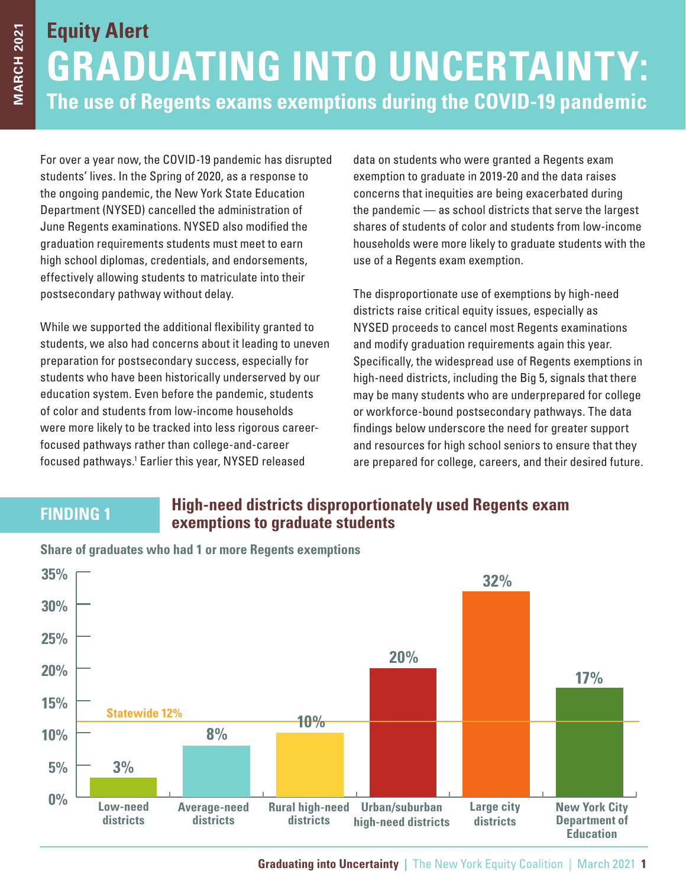# Equity Alert

# GRADUATING INTO UNCERTAINTY:

## The use of Regents exams exemptions during the COVID-19 pandemic

For over a year now, the COVID-19 pandemic has disrupted students' lives. In the Spring of 2020, as a response to the ongoing pandemic, the New York State Education Department (NYSED) cancelled the administration of June Regents examinations. NYSED also modified the graduation requirements students must meet to earn high school diplomas, credentials, and endorsements, effectively allowing students to matriculate into their postsecondary pathway without delay.

While we supported the additional flexibility granted to students, we also had concerns about it leading to uneven preparation for postsecondary success, especially for students who have been historically underserved by our education system. Even before the pandemic, students of color and students from low-income households were more likely to be tracked into less rigorous career-focused pathways rather than college-and-career focused pathways.[1] Earlier this year, NYSED released data on students who were granted a Regents exam exemption to graduate in 2019-20 and the data raises concerns that inequities are being exacerbated during the pandemic — as school districts that serve the largest shares of students of color and students from low-income households were more likely to graduate students with the use of a Regents exam exemption.

The disproportionate use of exemptions by high-need districts raise critical equity issues, especially as NYSED proceeds to cancel most Regents examinations and modify graduation requirements again this year. Specifically, the widespread use of Regents exemptions in high-need districts, including the Big 5, signals that there may be many students who are underprepared for college or workforce-bound postsecondary pathways. The data findings below underscore the need for greater support and resources for high school seniors to ensure that they are prepared for college, careers, and their desired future.

## FINDING 1

### High-need districts disproportionately used Regents exam exemptions to graduate students

**Share of graduates who had 1 or more Regents exemptions**

| District type | Share of graduates |
|---|---|
| Low-need districts | 3% |
| Average-need districts | 8% |
| Rural high-need districts | 10% |
| Urban/suburban high-need districts | 20% |
| Large city districts | 32% |
| New York City Department of Education | 17% |

Statewide 12%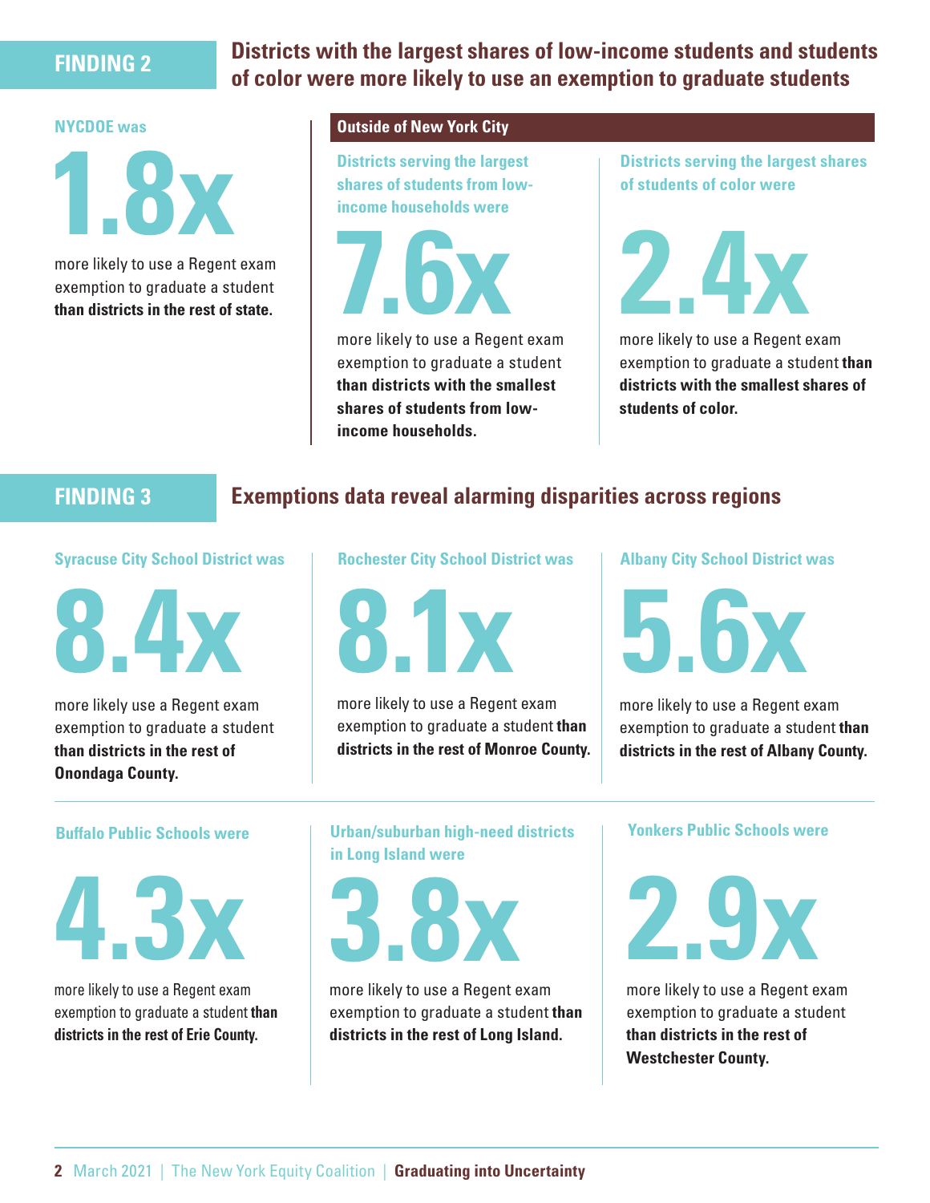## FINDING 2

## Districts with the largest shares of low-income students and students of color were more likely to use an exemption to graduate students

**NYCDOE was**

# 1.8x

more likely to use a Regent exam exemption to graduate a student **than districts in the rest of state.**

### Outside of New York City

**Districts serving the largest shares of students from low-income households were**

# 7.6x

more likely to use a Regent exam exemption to graduate a student **than districts with the smallest shares of students from low-income households.**

**Districts serving the largest shares of students of color were**

# 2.4x

more likely to use a Regent exam exemption to graduate a student **than districts with the smallest shares of students of color.**

## FINDING 3

## Exemptions data reveal alarming disparities across regions

**Syracuse City School District was**

# 8.4x

more likely use a Regent exam exemption to graduate a student **than districts in the rest of Onondaga County.**

**Rochester City School District was**

# 8.1x

more likely to use a Regent exam exemption to graduate a student **than districts in the rest of Monroe County.**

**Albany City School District was**

# 5.6x

more likely to use a Regent exam exemption to graduate a student **than districts in the rest of Albany County.**

**Buffalo Public Schools were**

# 4.3x

more likely to use a Regent exam exemption to graduate a student **than districts in the rest of Erie County.**

**Urban/suburban high-need districts in Long Island were**

# 3.8x

more likely to use a Regent exam exemption to graduate a student **than districts in the rest of Long Island.**

**Yonkers Public Schools were**

# 2.9x

more likely to use a Regent exam exemption to graduate a student **than districts in the rest of Westchester County.**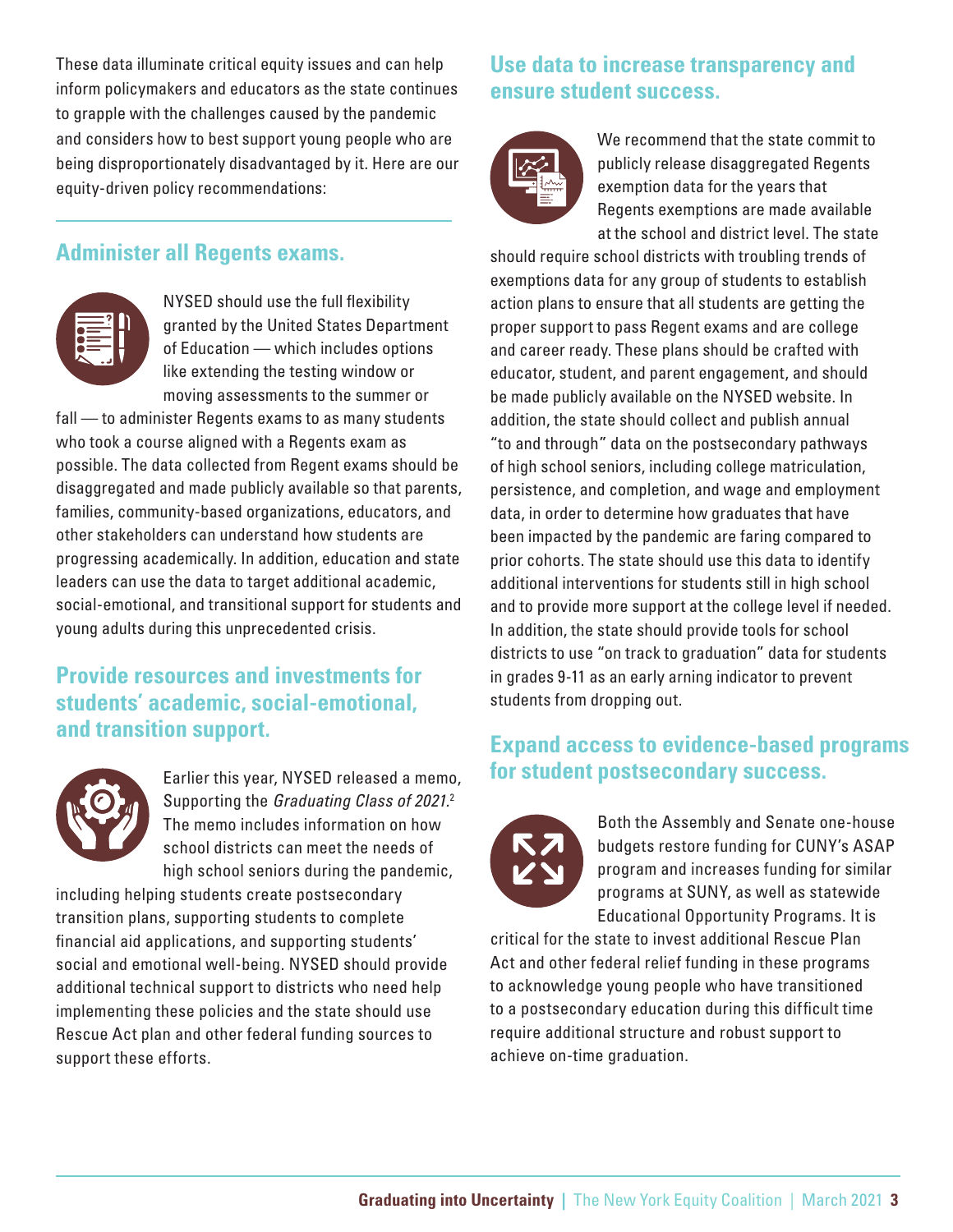These data illuminate critical equity issues and can help inform policymakers and educators as the state continues to grapple with the challenges caused by the pandemic and considers how to best support young people who are being disproportionately disadvantaged by it. Here are our equity-driven policy recommendations:

## Administer all Regents exams.

NYSED should use the full flexibility granted by the United States Department of Education — which includes options like extending the testing window or moving assessments to the summer or fall — to administer Regents exams to as many students who took a course aligned with a Regents exam as possible. The data collected from Regent exams should be disaggregated and made publicly available so that parents, families, community-based organizations, educators, and other stakeholders can understand how students are progressing academically. In addition, education and state leaders can use the data to target additional academic, social-emotional, and transitional support for students and young adults during this unprecedented crisis.

## Provide resources and investments for students' academic, social-emotional, and transition support.

Earlier this year, NYSED released a memo, Supporting the *Graduating Class of 2021*.[2] The memo includes information on how school districts can meet the needs of high school seniors during the pandemic, including helping students create postsecondary transition plans, supporting students to complete financial aid applications, and supporting students' social and emotional well-being. NYSED should provide additional technical support to districts who need help implementing these policies and the state should use Rescue Act plan and other federal funding sources to support these efforts.

## Use data to increase transparency and ensure student success.

We recommend that the state commit to publicly release disaggregated Regents exemption data for the years that Regents exemptions are made available at the school and district level. The state should require school districts with troubling trends of exemptions data for any group of students to establish action plans to ensure that all students are getting the proper support to pass Regent exams and are college and career ready. These plans should be crafted with educator, student, and parent engagement, and should be made publicly available on the NYSED website. In addition, the state should collect and publish annual "to and through" data on the postsecondary pathways of high school seniors, including college matriculation, persistence, and completion, and wage and employment data, in order to determine how graduates that have been impacted by the pandemic are faring compared to prior cohorts. The state should use this data to identify additional interventions for students still in high school and to provide more support at the college level if needed. In addition, the state should provide tools for school districts to use "on track to graduation" data for students in grades 9-11 as an early arning indicator to prevent students from dropping out.

## Expand access to evidence-based programs for student postsecondary success.

Both the Assembly and Senate one-house budgets restore funding for CUNY's ASAP program and increases funding for similar programs at SUNY, as well as statewide Educational Opportunity Programs. It is critical for the state to invest additional Rescue Plan Act and other federal relief funding in these programs to acknowledge young people who have transitioned to a postsecondary education during this difficult time require additional structure and robust support to achieve on-time graduation.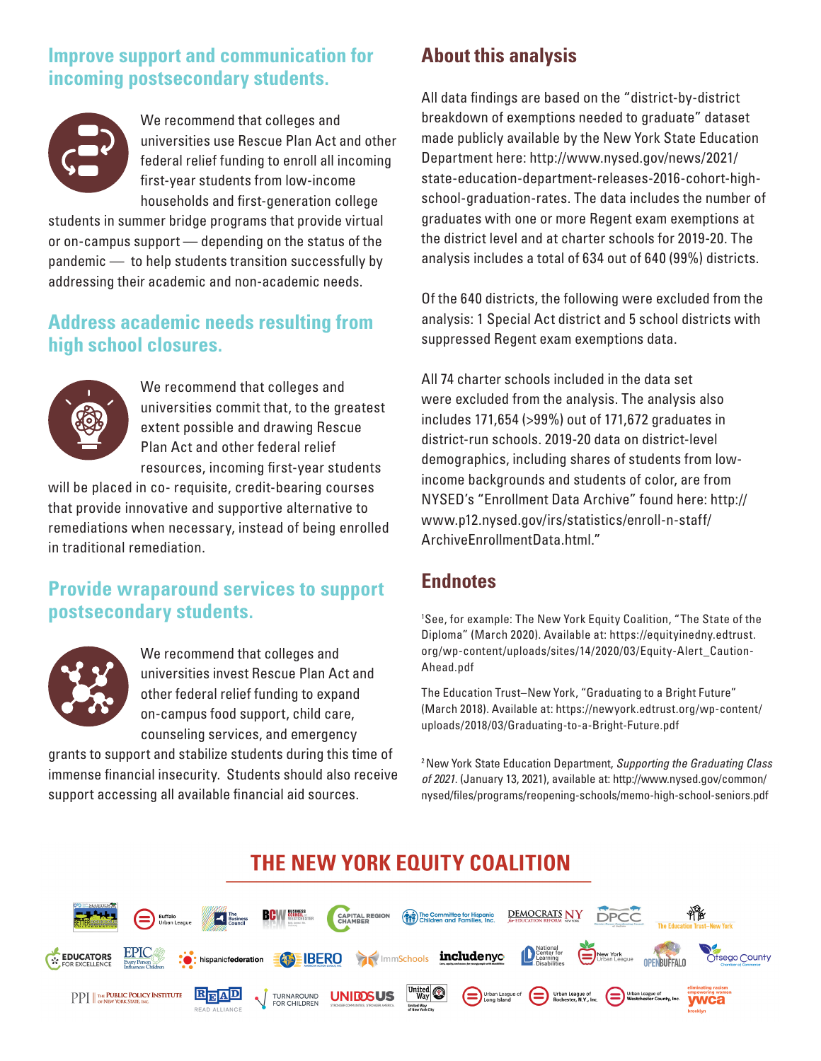## Improve support and communication for incoming postsecondary students.

We recommend that colleges and universities use Rescue Plan Act and other federal relief funding to enroll all incoming first-year students from low-income households and first-generation college students in summer bridge programs that provide virtual or on-campus support — depending on the status of the pandemic — to help students transition successfully by addressing their academic and non-academic needs.

## Address academic needs resulting from high school closures.

We recommend that colleges and universities commit that, to the greatest extent possible and drawing Rescue Plan Act and other federal relief resources, incoming first-year students will be placed in co- requisite, credit-bearing courses that provide innovative and supportive alternative to remediations when necessary, instead of being enrolled in traditional remediation.

## Provide wraparound services to support postsecondary students.

We recommend that colleges and universities invest Rescue Plan Act and other federal relief funding to expand on-campus food support, child care, counseling services, and emergency grants to support and stabilize students during this time of immense financial insecurity. Students should also receive support accessing all available financial aid sources.

## About this analysis

All data findings are based on the "district-by-district breakdown of exemptions needed to graduate" dataset made publicly available by the New York State Education Department here: http://www.nysed.gov/news/2021/state-education-department-releases-2016-cohort-high-school-graduation-rates. The data includes the number of graduates with one or more Regent exam exemptions at the district level and at charter schools for 2019-20. The analysis includes a total of 634 out of 640 (99%) districts.

Of the 640 districts, the following were excluded from the analysis: 1 Special Act district and 5 school districts with suppressed Regent exam exemptions data.

All 74 charter schools included in the data set were excluded from the analysis. The analysis also includes 171,654 (>99%) out of 171,672 graduates in district-run schools. 2019-20 data on district-level demographics, including shares of students from low-income backgrounds and students of color, are from NYSED's "Enrollment Data Archive" found here: http://www.p12.nysed.gov/irs/statistics/enroll-n-staff/ArchiveEnrollmentData.html."

## Endnotes

[1]See, for example: The New York Equity Coalition, "The State of the Diploma" (March 2020). Available at: https://equityinedny.edtrust.org/wp-content/uploads/sites/14/2020/03/Equity-Alert_Caution-Ahead.pdf

The Education Trust–New York, "Graduating to a Bright Future" (March 2018). Available at: https://newyork.edtrust.org/wp-content/uploads/2018/03/Graduating-to-a-Bright-Future.pdf

[2] New York State Education Department, *Supporting the Graduating Class of 2021*. (January 13, 2021), available at: http://www.nysed.gov/common/nysed/files/programs/reopening-schools/memo-high-school-seniors.pdf

## THE NEW YORK EQUITY COALITION